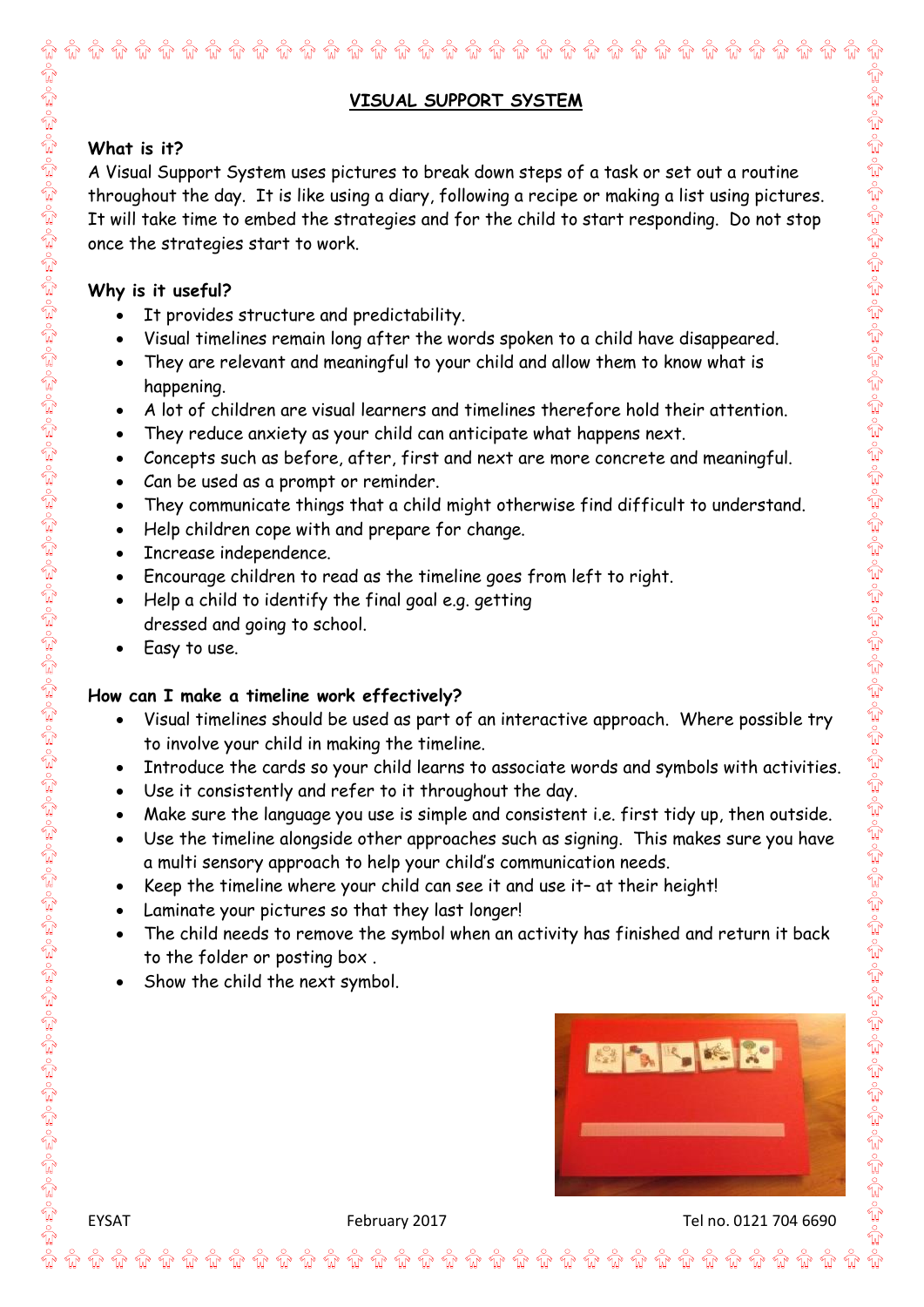# VISUAL SUPPORT SYSTEM

**What is it?**

A Visual Support System uses pictures to break down steps of a task or set out a routine throughout the day. It is like using a diary, following a recipe or making a list using pictures. It will take time to embed the strategies and for the child to start responding. Do not stop once the strategies start to work.

**Why is it useful?**

- It provides structure and predictability.
- Visual timelines remain long after the words spoken to a child have disappeared.
- They are relevant and meaningful to your child and allow them to know what is happening.
- A lot of children are visual learners and timelines therefore hold their attention.
- They reduce anxiety as your child can anticipate what happens next.
- Concepts such as before, after, first and next are more concrete and meaningful.
- Can be used as a prompt or reminder.
- They communicate things that a child might otherwise find difficult to understand.
- Help children cope with and prepare for change.
- Increase independence.
- Encourage children to read as the timeline goes from left to right.
- Help a child to identify the final goal e.g. getting dressed and going to school.
- Easy to use.

**How can I make a timeline work effectively?**

- Visual timelines should be used as part of an interactive approach. Where possible try to involve your child in making the timeline.
- Introduce the cards so your child learns to associate words and symbols with activities.
- Use it consistently and refer to it throughout the day.
- Make sure the language you use is simple and consistent i.e. first tidy up, then outside.
- Use the timeline alongside other approaches such as signing. This makes sure you have a multi sensory approach to help your child's communication needs.
- Keep the timeline where your child can see it and use it– at their height!
- Laminate your pictures so that they last longer!
- The child needs to remove the symbol when an activity has finished and return it back to the folder or posting box .
- Show the child the next symbol.

EYSAT February 2017 Tel no. 0121 704 6690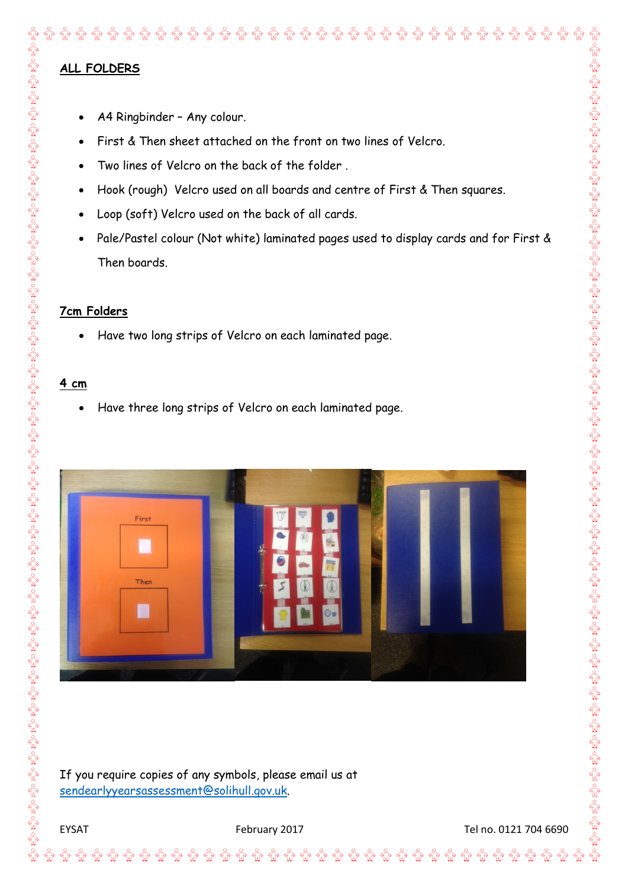## ALL FOLDERS

- A4 Ringbinder – Any colour.
- First & Then sheet attached on the front on two lines of Velcro.
- Two lines of Velcro on the back of the folder .
- Hook (rough) Velcro used on all boards and centre of First & Then squares.
- Loop (soft) Velcro used on the back of all cards.
- Pale/Pastel colour (Not white) laminated pages used to display cards and for First & Then boards.

## 7cm Folders

- Have two long strips of Velcro on each laminated page.

## 4 cm

- Have three long strips of Velcro on each laminated page.

If you require copies of any symbols, please email us at sendearlyyearsassessment@solihull.gov.uk.

EYSAT February 2017 Tel no. 0121 704 6690